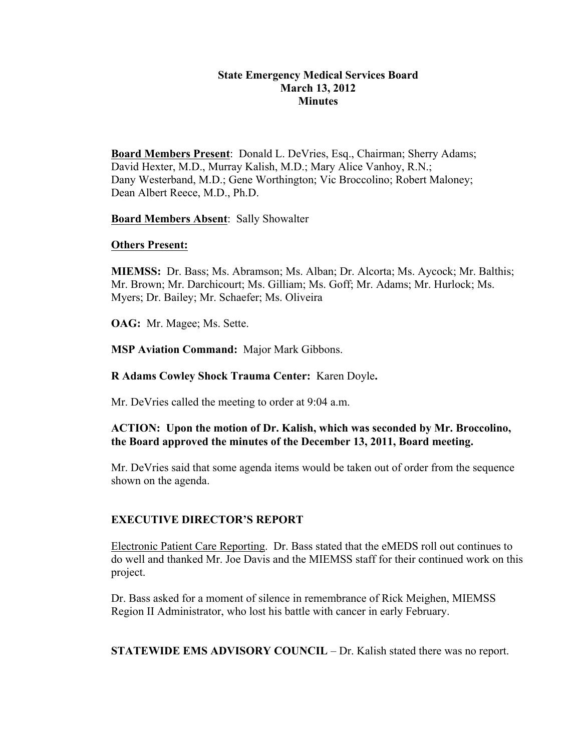# State Emergency Medical Services Board
## March 13, 2012
## Minutes

**Board Members Present**: Donald L. DeVries, Esq., Chairman; Sherry Adams; David Hexter, M.D., Murray Kalish, M.D.; Mary Alice Vanhoy, R.N.; Dany Westerband, M.D.; Gene Worthington; Vic Broccolino; Robert Maloney; Dean Albert Reece, M.D., Ph.D.

**Board Members Absent**: Sally Showalter

**Others Present:**

**MIEMSS:** Dr. Bass; Ms. Abramson; Ms. Alban; Dr. Alcorta; Ms. Aycock; Mr. Balthis; Mr. Brown; Mr. Darchicourt; Ms. Gilliam; Ms. Goff; Mr. Adams; Mr. Hurlock; Ms. Myers; Dr. Bailey; Mr. Schaefer; Ms. Oliveira

**OAG:** Mr. Magee; Ms. Sette.

**MSP Aviation Command:** Major Mark Gibbons.

**R Adams Cowley Shock Trauma Center:** Karen Doyle**.**

Mr. DeVries called the meeting to order at 9:04 a.m.

**ACTION: Upon the motion of Dr. Kalish, which was seconded by Mr. Broccolino, the Board approved the minutes of the December 13, 2011, Board meeting.**

Mr. DeVries said that some agenda items would be taken out of order from the sequence shown on the agenda.

## EXECUTIVE DIRECTOR'S REPORT

Electronic Patient Care Reporting. Dr. Bass stated that the eMEDS roll out continues to do well and thanked Mr. Joe Davis and the MIEMSS staff for their continued work on this project.

Dr. Bass asked for a moment of silence in remembrance of Rick Meighen, MIEMSS Region II Administrator, who lost his battle with cancer in early February.

**STATEWIDE EMS ADVISORY COUNCIL** – Dr. Kalish stated there was no report.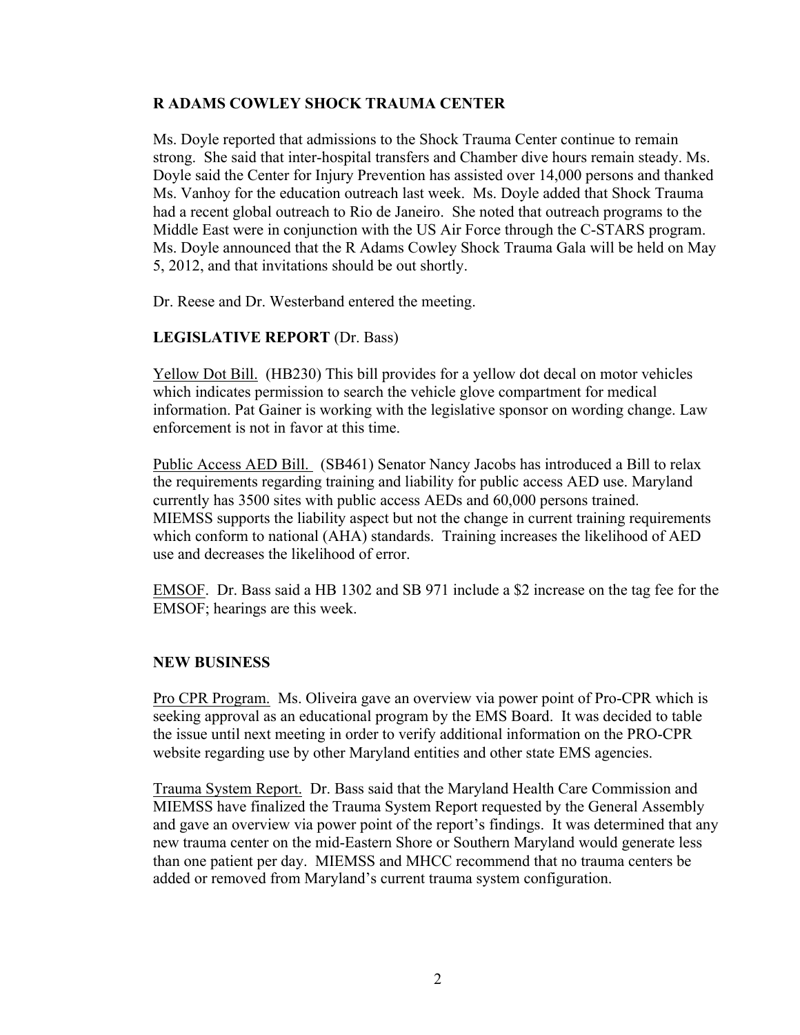**R ADAMS COWLEY SHOCK TRAUMA CENTER**

Ms. Doyle reported that admissions to the Shock Trauma Center continue to remain strong. She said that inter-hospital transfers and Chamber dive hours remain steady. Ms. Doyle said the Center for Injury Prevention has assisted over 14,000 persons and thanked Ms. Vanhoy for the education outreach last week. Ms. Doyle added that Shock Trauma had a recent global outreach to Rio de Janeiro. She noted that outreach programs to the Middle East were in conjunction with the US Air Force through the C-STARS program. Ms. Doyle announced that the R Adams Cowley Shock Trauma Gala will be held on May 5, 2012, and that invitations should be out shortly.

Dr. Reese and Dr. Westerband entered the meeting.

**LEGISLATIVE REPORT** (Dr. Bass)

Yellow Dot Bill. (HB230) This bill provides for a yellow dot decal on motor vehicles which indicates permission to search the vehicle glove compartment for medical information. Pat Gainer is working with the legislative sponsor on wording change. Law enforcement is not in favor at this time.

Public Access AED Bill. (SB461) Senator Nancy Jacobs has introduced a Bill to relax the requirements regarding training and liability for public access AED use. Maryland currently has 3500 sites with public access AEDs and 60,000 persons trained. MIEMSS supports the liability aspect but not the change in current training requirements which conform to national (AHA) standards. Training increases the likelihood of AED use and decreases the likelihood of error.

EMSOF. Dr. Bass said a HB 1302 and SB 971 include a $2 increase on the tag fee for the EMSOF; hearings are this week.

**NEW BUSINESS**

Pro CPR Program. Ms. Oliveira gave an overview via power point of Pro-CPR which is seeking approval as an educational program by the EMS Board. It was decided to table the issue until next meeting in order to verify additional information on the PRO-CPR website regarding use by other Maryland entities and other state EMS agencies.

Trauma System Report. Dr. Bass said that the Maryland Health Care Commission and MIEMSS have finalized the Trauma System Report requested by the General Assembly and gave an overview via power point of the report's findings. It was determined that any new trauma center on the mid-Eastern Shore or Southern Maryland would generate less than one patient per day. MIEMSS and MHCC recommend that no trauma centers be added or removed from Maryland's current trauma system configuration.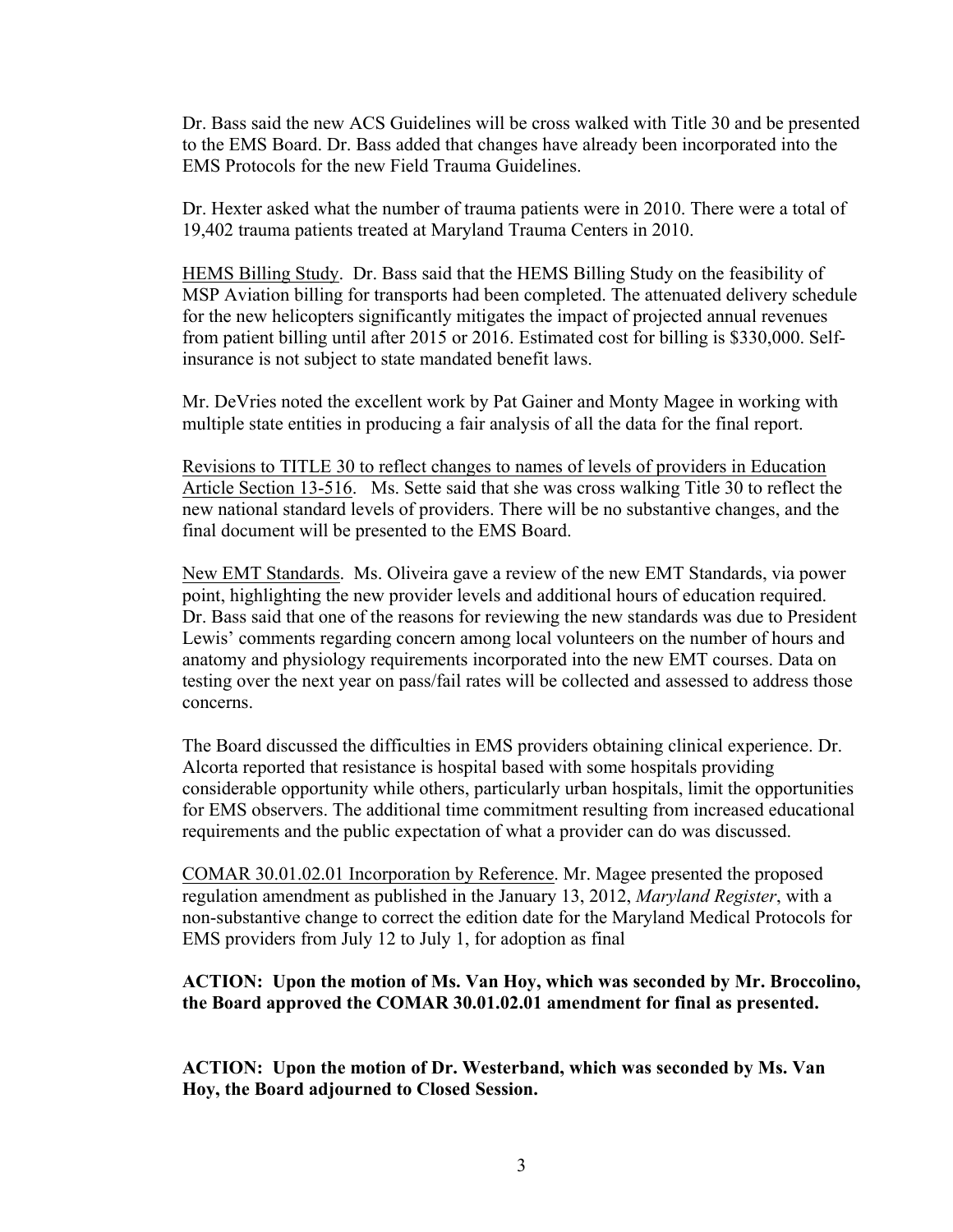Dr. Bass said the new ACS Guidelines will be cross walked with Title 30 and be presented to the EMS Board. Dr. Bass added that changes have already been incorporated into the EMS Protocols for the new Field Trauma Guidelines.

Dr. Hexter asked what the number of trauma patients were in 2010. There were a total of 19,402 trauma patients treated at Maryland Trauma Centers in 2010.

<u>HEMS Billing Study</u>. Dr. Bass said that the HEMS Billing Study on the feasibility of MSP Aviation billing for transports had been completed. The attenuated delivery schedule for the new helicopters significantly mitigates the impact of projected annual revenues from patient billing until after 2015 or 2016. Estimated cost for billing is $330,000. Self-insurance is not subject to state mandated benefit laws.

Mr. DeVries noted the excellent work by Pat Gainer and Monty Magee in working with multiple state entities in producing a fair analysis of all the data for the final report.

<u>Revisions to TITLE 30 to reflect changes to names of levels of providers in Education Article Section 13-516</u>. Ms. Sette said that she was cross walking Title 30 to reflect the new national standard levels of providers. There will be no substantive changes, and the final document will be presented to the EMS Board.

<u>New EMT Standards</u>. Ms. Oliveira gave a review of the new EMT Standards, via power point, highlighting the new provider levels and additional hours of education required. Dr. Bass said that one of the reasons for reviewing the new standards was due to President Lewis' comments regarding concern among local volunteers on the number of hours and anatomy and physiology requirements incorporated into the new EMT courses. Data on testing over the next year on pass/fail rates will be collected and assessed to address those concerns.

The Board discussed the difficulties in EMS providers obtaining clinical experience. Dr. Alcorta reported that resistance is hospital based with some hospitals providing considerable opportunity while others, particularly urban hospitals, limit the opportunities for EMS observers. The additional time commitment resulting from increased educational requirements and the public expectation of what a provider can do was discussed.

<u>COMAR 30.01.02.01 Incorporation by Reference</u>. Mr. Magee presented the proposed regulation amendment as published in the January 13, 2012, *Maryland Register*, with a non-substantive change to correct the edition date for the Maryland Medical Protocols for EMS providers from July 12 to July 1, for adoption as final

**ACTION: Upon the motion of Ms. Van Hoy, which was seconded by Mr. Broccolino, the Board approved the COMAR 30.01.02.01 amendment for final as presented.**

**ACTION: Upon the motion of Dr. Westerband, which was seconded by Ms. Van Hoy, the Board adjourned to Closed Session.**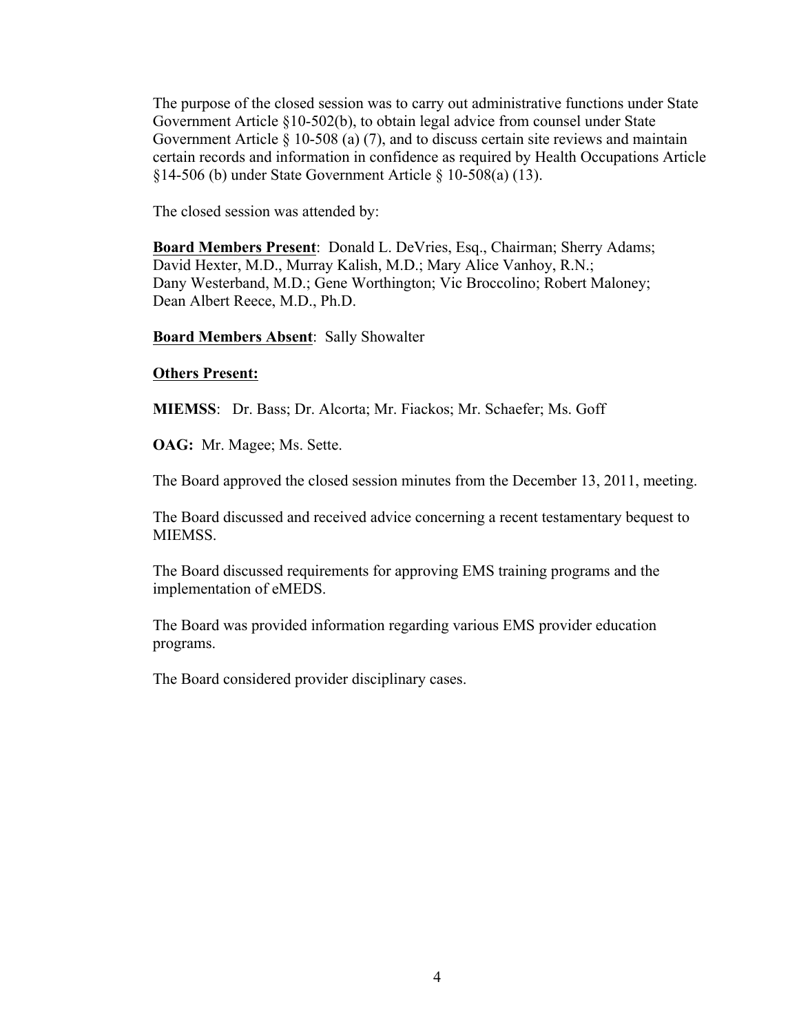The purpose of the closed session was to carry out administrative functions under State Government Article §10-502(b), to obtain legal advice from counsel under State Government Article § 10-508 (a) (7), and to discuss certain site reviews and maintain certain records and information in confidence as required by Health Occupations Article §14-506 (b) under State Government Article § 10-508(a) (13).

The closed session was attended by:

**Board Members Present**: Donald L. DeVries, Esq., Chairman; Sherry Adams; David Hexter, M.D., Murray Kalish, M.D.; Mary Alice Vanhoy, R.N.; Dany Westerband, M.D.; Gene Worthington; Vic Broccolino; Robert Maloney; Dean Albert Reece, M.D., Ph.D.

**Board Members Absent**: Sally Showalter

**Others Present:**

**MIEMSS**: Dr. Bass; Dr. Alcorta; Mr. Fiackos; Mr. Schaefer; Ms. Goff

**OAG:** Mr. Magee; Ms. Sette.

The Board approved the closed session minutes from the December 13, 2011, meeting.

The Board discussed and received advice concerning a recent testamentary bequest to MIEMSS.

The Board discussed requirements for approving EMS training programs and the implementation of eMEDS.

The Board was provided information regarding various EMS provider education programs.

The Board considered provider disciplinary cases.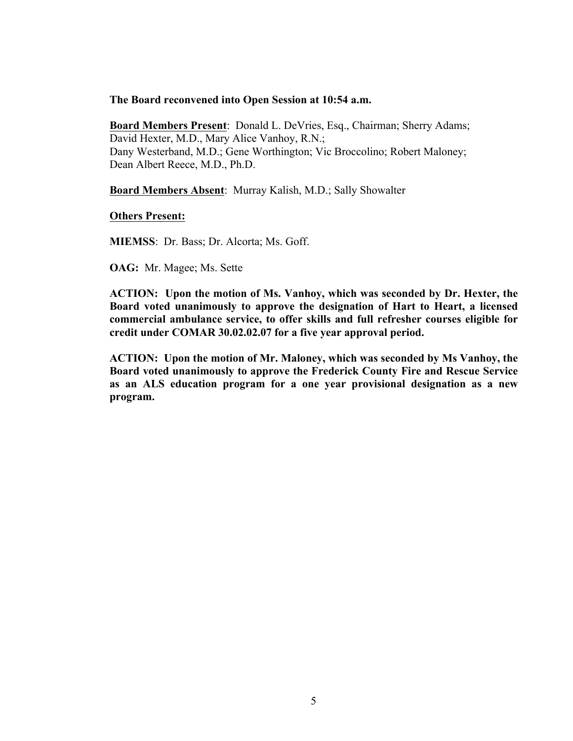**The Board reconvened into Open Session at 10:54 a.m.**

**Board Members Present**: Donald L. DeVries, Esq., Chairman; Sherry Adams; David Hexter, M.D., Mary Alice Vanhoy, R.N.; Dany Westerband, M.D.; Gene Worthington; Vic Broccolino; Robert Maloney; Dean Albert Reece, M.D., Ph.D.

**Board Members Absent**: Murray Kalish, M.D.; Sally Showalter

**Others Present:**

**MIEMSS**: Dr. Bass; Dr. Alcorta; Ms. Goff.

**OAG:** Mr. Magee; Ms. Sette

**ACTION: Upon the motion of Ms. Vanhoy, which was seconded by Dr. Hexter, the Board voted unanimously to approve the designation of Hart to Heart, a licensed commercial ambulance service, to offer skills and full refresher courses eligible for credit under COMAR 30.02.02.07 for a five year approval period.**

**ACTION: Upon the motion of Mr. Maloney, which was seconded by Ms Vanhoy, the Board voted unanimously to approve the Frederick County Fire and Rescue Service as an ALS education program for a one year provisional designation as a new program.**